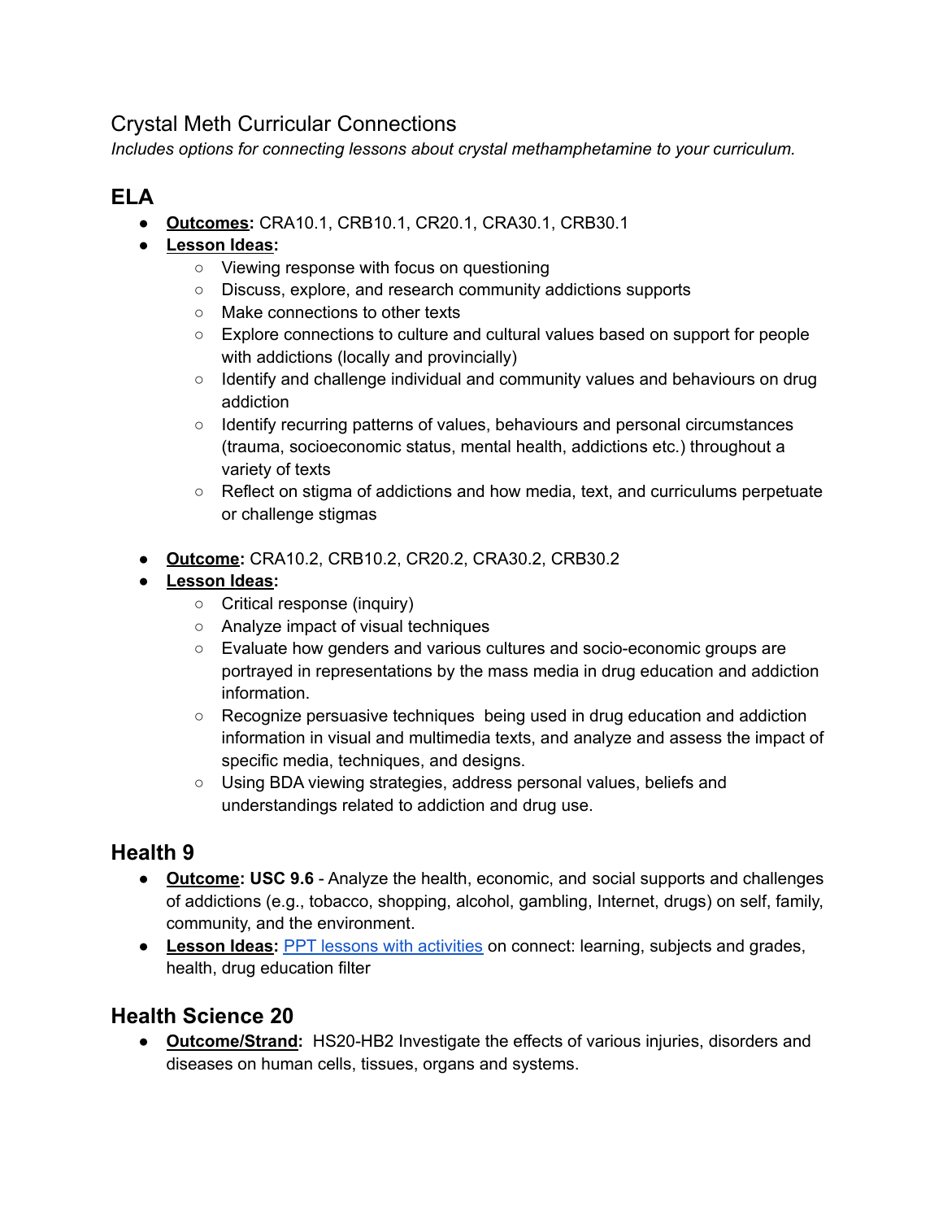# Crystal Meth Curricular Connections

*Includes options for connecting lessons about crystal methamphetamine to your curriculum.*

## ELA

- **Outcomes:** CRA10.1, CRB10.1, CR20.1, CRA30.1, CRB30.1
- **Lesson Ideas:**
    - Viewing response with focus on questioning
    - Discuss, explore, and research community addictions supports
    - Make connections to other texts
    - Explore connections to culture and cultural values based on support for people with addictions (locally and provincially)
    - Identify and challenge individual and community values and behaviours on drug addiction
    - Identify recurring patterns of values, behaviours and personal circumstances (trauma, socioeconomic status, mental health, addictions etc.) throughout a variety of texts
    - Reflect on stigma of addictions and how media, text, and curriculums perpetuate or challenge stigmas

- **Outcome:** CRA10.2, CRB10.2, CR20.2, CRA30.2, CRB30.2
- **Lesson Ideas:**
    - Critical response (inquiry)
    - Analyze impact of visual techniques
    - Evaluate how genders and various cultures and socio-economic groups are portrayed in representations by the mass media in drug education and addiction information.
    - Recognize persuasive techniques being used in drug education and addiction information in visual and multimedia texts, and analyze and assess the impact of specific media, techniques, and designs.
    - Using BDA viewing strategies, address personal values, beliefs and understandings related to addiction and drug use.

## Health 9

- **Outcome: USC 9.6** - Analyze the health, economic, and social supports and challenges of addictions (e.g., tobacco, shopping, alcohol, gambling, Internet, drugs) on self, family, community, and the environment.
- **Lesson Ideas:** PPT lessons with activities on connect: learning, subjects and grades, health, drug education filter

## Health Science 20

- **Outcome/Strand:** HS20-HB2 Investigate the effects of various injuries, disorders and diseases on human cells, tissues, organs and systems.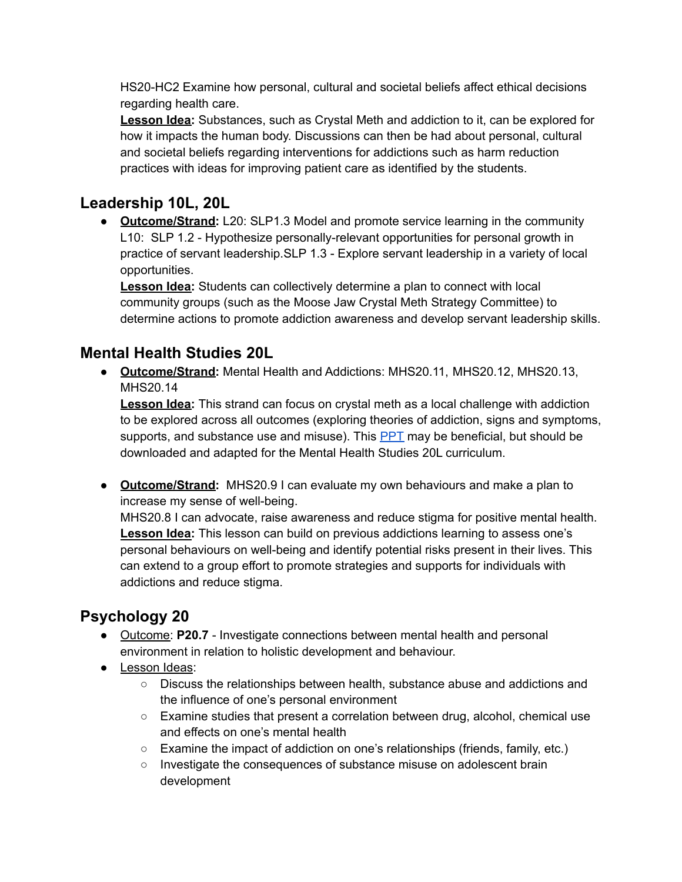HS20-HC2 Examine how personal, cultural and societal beliefs affect ethical decisions regarding health care.
**Lesson Idea:** Substances, such as Crystal Meth and addiction to it, can be explored for how it impacts the human body. Discussions can then be had about personal, cultural and societal beliefs regarding interventions for addictions such as harm reduction practices with ideas for improving patient care as identified by the students.

## Leadership 10L, 20L

- **Outcome/Strand:** L20: SLP1.3 Model and promote service learning in the community
L10: SLP 1.2 - Hypothesize personally-relevant opportunities for personal growth in practice of servant leadership.SLP 1.3 - Explore servant leadership in a variety of local opportunities.
**Lesson Idea:** Students can collectively determine a plan to connect with local community groups (such as the Moose Jaw Crystal Meth Strategy Committee) to determine actions to promote addiction awareness and develop servant leadership skills.

## Mental Health Studies 20L

- **Outcome/Strand:** Mental Health and Addictions: MHS20.11, MHS20.12, MHS20.13, MHS20.14
**Lesson Idea:** This strand can focus on crystal meth as a local challenge with addiction to be explored across all outcomes (exploring theories of addiction, signs and symptoms, supports, and substance use and misuse). This PPT may be beneficial, but should be downloaded and adapted for the Mental Health Studies 20L curriculum.

- **Outcome/Strand:** MHS20.9 I can evaluate my own behaviours and make a plan to increase my sense of well-being.
MHS20.8 I can advocate, raise awareness and reduce stigma for positive mental health.
**Lesson Idea:** This lesson can build on previous addictions learning to assess one's personal behaviours on well-being and identify potential risks present in their lives. This can extend to a group effort to promote strategies and supports for individuals with addictions and reduce stigma.

## Psychology 20

- Outcome: **P20.7** - Investigate connections between mental health and personal environment in relation to holistic development and behaviour.
- Lesson Ideas:
  - Discuss the relationships between health, substance abuse and addictions and the influence of one's personal environment
  - Examine studies that present a correlation between drug, alcohol, chemical use and effects on one's mental health
  - Examine the impact of addiction on one's relationships (friends, family, etc.)
  - Investigate the consequences of substance misuse on adolescent brain development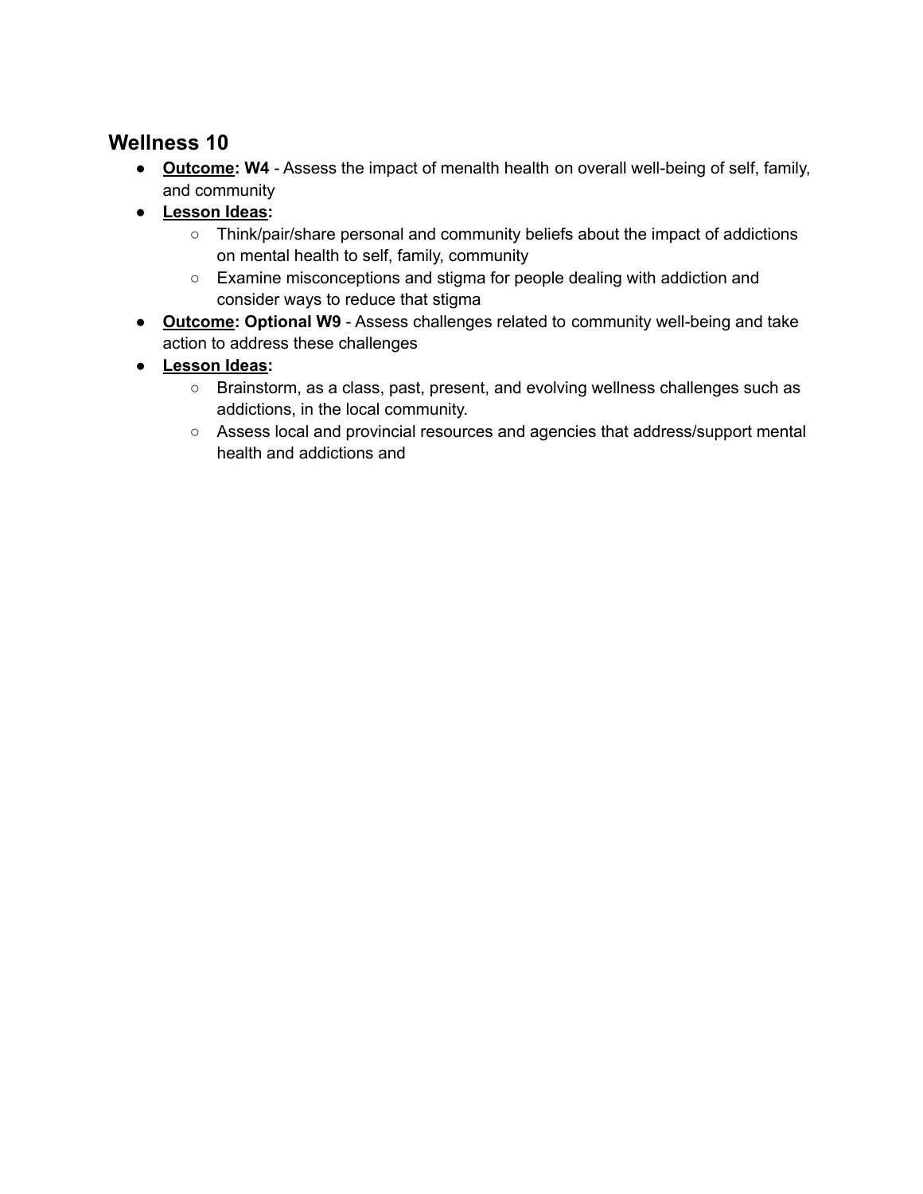## Wellness 10

- **<u>Outcome</u>: W4** - Assess the impact of menalth health on overall well-being of self, family, and community
- **<u>Lesson Ideas</u>:**
    - Think/pair/share personal and community beliefs about the impact of addictions on mental health to self, family, community
    - Examine misconceptions and stigma for people dealing with addiction and consider ways to reduce that stigma
- **<u>Outcome</u>: Optional W9** - Assess challenges related to community well-being and take action to address these challenges
- **<u>Lesson Ideas</u>:**
    - Brainstorm, as a class, past, present, and evolving wellness challenges such as addictions, in the local community.
    - Assess local and provincial resources and agencies that address/support mental health and addictions and